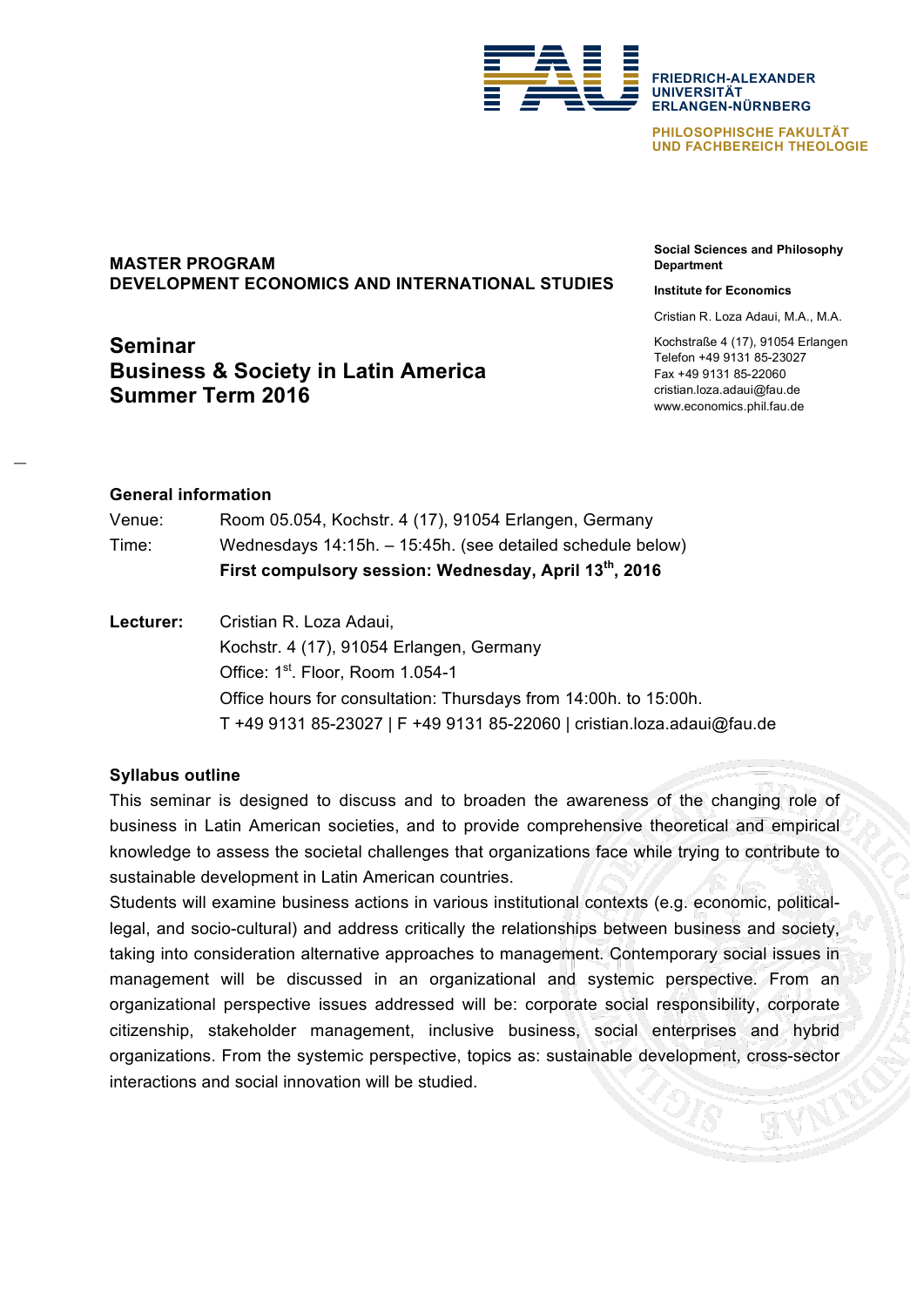FRIEDRICH-ALEXANDER
UNIVERSITÄT
ERLANGEN-NÜRNBERG

PHILOSOPHISCHE FAKULTÄT
UND FACHBEREICH THEOLOGIE

**Social Sciences and Philosophy Department**

**Institute for Economics**

Cristian R. Loza Adaui, M.A., M.A.

Kochstraße 4 (17), 91054 Erlangen
Telefon +49 9131 85-23027
Fax +49 9131 85-22060
cristian.loza.adaui@fau.de
www.economics.phil.fau.de

**MASTER PROGRAM**
**DEVELOPMENT ECONOMICS AND INTERNATIONAL STUDIES**

# Seminar
# Business & Society in Latin America
# Summer Term 2016

### General information

Venue: Room 05.054, Kochstr. 4 (17), 91054 Erlangen, Germany

Time: Wednesdays 14:15h. – 15:45h. (see detailed schedule below)

**First compulsory session: Wednesday, April 13th, 2016**

**Lecturer:** Cristian R. Loza Adaui,
Kochstr. 4 (17), 91054 Erlangen, Germany
Office: 1st. Floor, Room 1.054-1
Office hours for consultation: Thursdays from 14:00h. to 15:00h.
T +49 9131 85-23027 | F +49 9131 85-22060 | cristian.loza.adaui@fau.de

### Syllabus outline

This seminar is designed to discuss and to broaden the awareness of the changing role of business in Latin American societies, and to provide comprehensive theoretical and empirical knowledge to assess the societal challenges that organizations face while trying to contribute to sustainable development in Latin American countries.

Students will examine business actions in various institutional contexts (e.g. economic, political-legal, and socio-cultural) and address critically the relationships between business and society, taking into consideration alternative approaches to management. Contemporary social issues in management will be discussed in an organizational and systemic perspective. From an organizational perspective issues addressed will be: corporate social responsibility, corporate citizenship, stakeholder management, inclusive business, social enterprises and hybrid organizations. From the systemic perspective, topics as: sustainable development, cross-sector interactions and social innovation will be studied.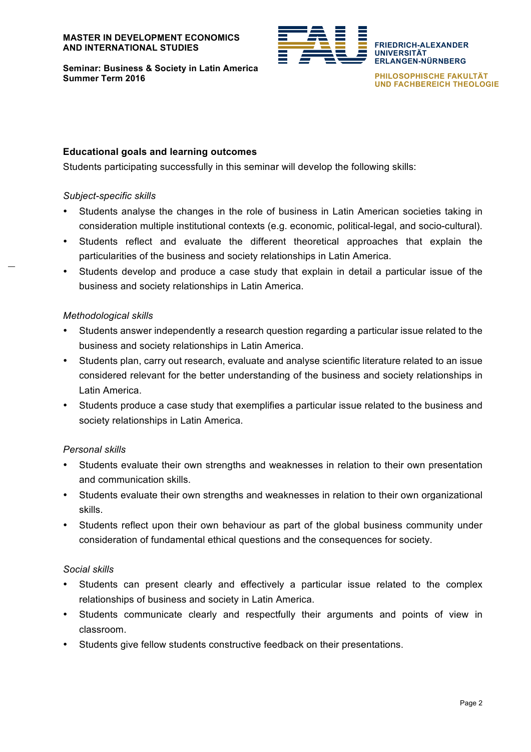## Educational goals and learning outcomes

Students participating successfully in this seminar will develop the following skills:

*Subject-specific skills*

- Students analyse the changes in the role of business in Latin American societies taking in consideration multiple institutional contexts (e.g. economic, political-legal, and socio-cultural).
- Students reflect and evaluate the different theoretical approaches that explain the particularities of the business and society relationships in Latin America.
- Students develop and produce a case study that explain in detail a particular issue of the business and society relationships in Latin America.

*Methodological skills*

- Students answer independently a research question regarding a particular issue related to the business and society relationships in Latin America.
- Students plan, carry out research, evaluate and analyse scientific literature related to an issue considered relevant for the better understanding of the business and society relationships in Latin America.
- Students produce a case study that exemplifies a particular issue related to the business and society relationships in Latin America.

*Personal skills*

- Students evaluate their own strengths and weaknesses in relation to their own presentation and communication skills.
- Students evaluate their own strengths and weaknesses in relation to their own organizational skills.
- Students reflect upon their own behaviour as part of the global business community under consideration of fundamental ethical questions and the consequences for society.

*Social skills*

- Students can present clearly and effectively a particular issue related to the complex relationships of business and society in Latin America.
- Students communicate clearly and respectfully their arguments and points of view in classroom.
- Students give fellow students constructive feedback on their presentations.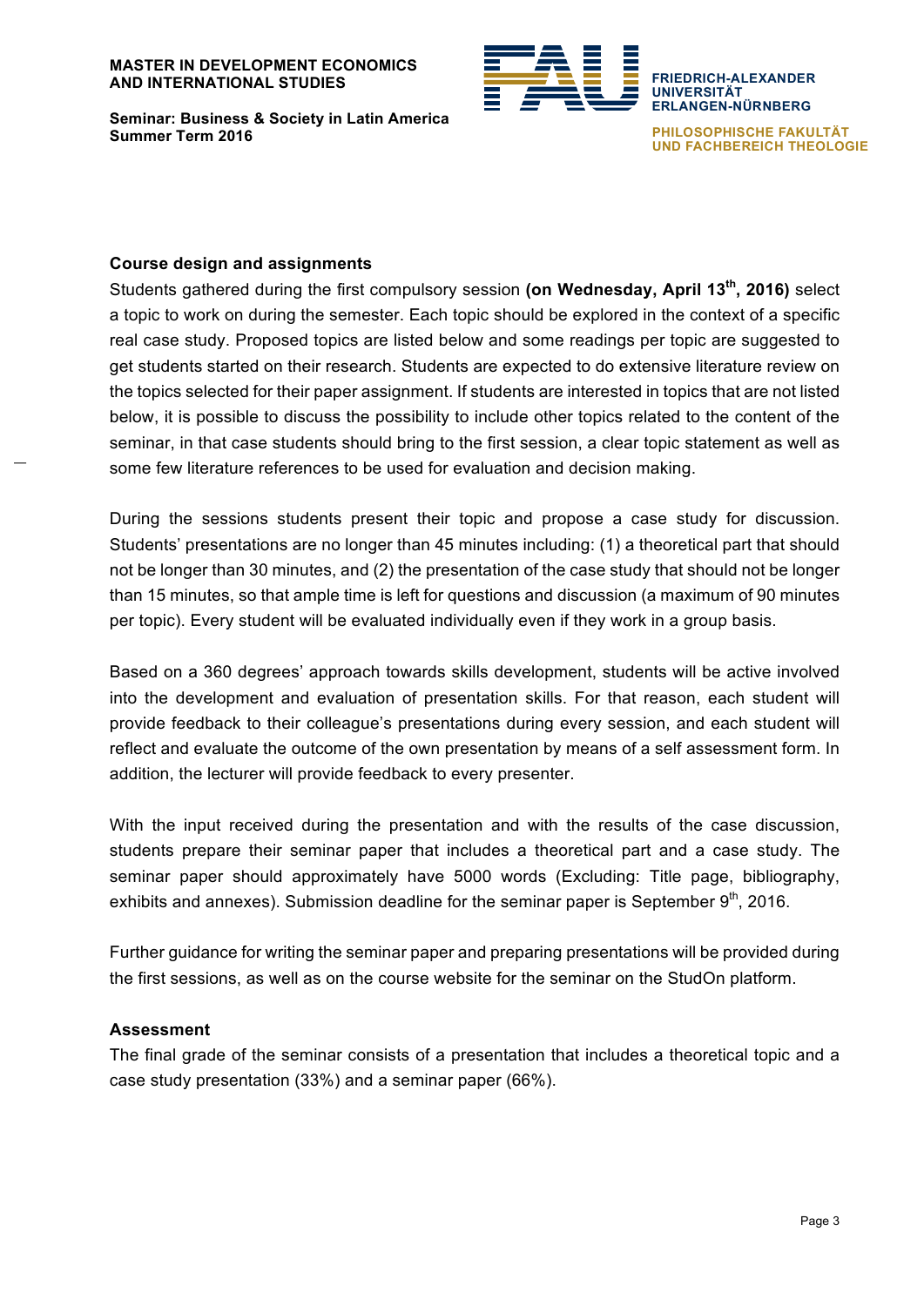### Course design and assignments

Students gathered during the first compulsory session **(on Wednesday, April 13th, 2016)** select a topic to work on during the semester. Each topic should be explored in the context of a specific real case study. Proposed topics are listed below and some readings per topic are suggested to get students started on their research. Students are expected to do extensive literature review on the topics selected for their paper assignment. If students are interested in topics that are not listed below, it is possible to discuss the possibility to include other topics related to the content of the seminar, in that case students should bring to the first session, a clear topic statement as well as some few literature references to be used for evaluation and decision making.

During the sessions students present their topic and propose a case study for discussion. Students' presentations are no longer than 45 minutes including: (1) a theoretical part that should not be longer than 30 minutes, and (2) the presentation of the case study that should not be longer than 15 minutes, so that ample time is left for questions and discussion (a maximum of 90 minutes per topic). Every student will be evaluated individually even if they work in a group basis.

Based on a 360 degrees' approach towards skills development, students will be active involved into the development and evaluation of presentation skills. For that reason, each student will provide feedback to their colleague's presentations during every session, and each student will reflect and evaluate the outcome of the own presentation by means of a self assessment form. In addition, the lecturer will provide feedback to every presenter.

With the input received during the presentation and with the results of the case discussion, students prepare their seminar paper that includes a theoretical part and a case study. The seminar paper should approximately have 5000 words (Excluding: Title page, bibliography, exhibits and annexes). Submission deadline for the seminar paper is September 9th, 2016.

Further guidance for writing the seminar paper and preparing presentations will be provided during the first sessions, as well as on the course website for the seminar on the StudOn platform.

### Assessment

The final grade of the seminar consists of a presentation that includes a theoretical topic and a case study presentation (33%) and a seminar paper (66%).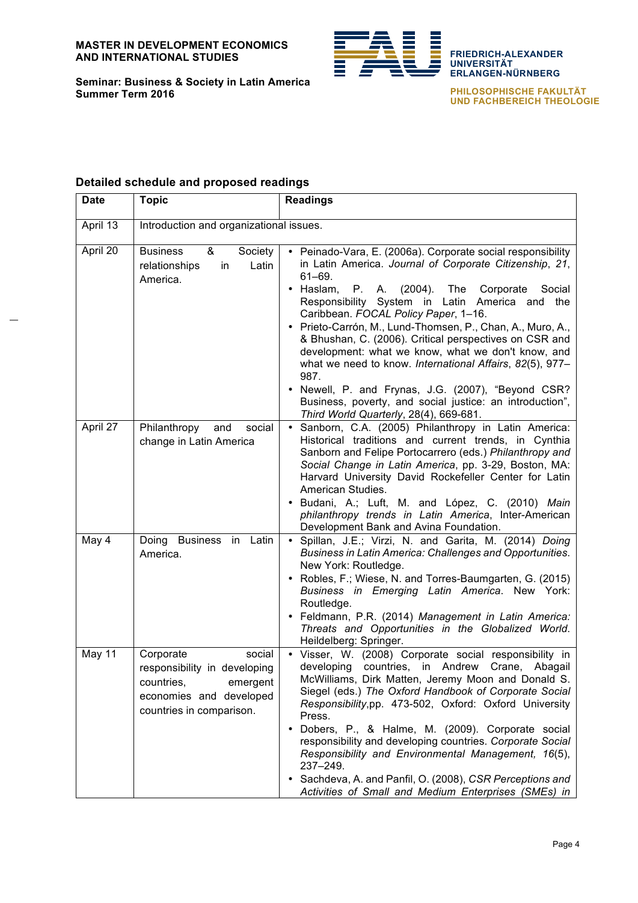## Detailed schedule and proposed readings

| Date | Topic | Readings |
|---|---|---|
| April 13 | Introduction and organizational issues. | |
| April 20 | Business & Society relationships in Latin America. | • Peinado-Vara, E. (2006a). Corporate social responsibility in Latin America. *Journal of Corporate Citizenship*, *21*, 61–69.<br>• Haslam, P. A. (2004). The Corporate Social Responsibility System in Latin America and the Caribbean. *FOCAL Policy Paper*, 1–16.<br>• Prieto-Carrón, M., Lund-Thomsen, P., Chan, A., Muro, A., & Bhushan, C. (2006). Critical perspectives on CSR and development: what we know, what we don't know, and what we need to know. *International Affairs*, *82*(5), 977–987.<br>• Newell, P. and Frynas, J.G. (2007), "Beyond CSR? Business, poverty, and social justice: an introduction", *Third World Quarterly*, 28(4), 669-681. |
| April 27 | Philanthropy and social change in Latin America | • Sanborn, C.A. (2005) Philanthropy in Latin America: Historical traditions and current trends, in Cynthia Sanborn and Felipe Portocarrero (eds.) *Philanthropy and Social Change in Latin America*, pp. 3-29, Boston, MA: Harvard University David Rockefeller Center for Latin American Studies.<br>• Budani, A.; Luft, M. and López, C. (2010) *Main philanthropy trends in Latin America*, Inter-American Development Bank and Avina Foundation. |
| May 4 | Doing Business in Latin America. | • Spillan, J.E.; Virzi, N. and Garita, M. (2014) *Doing Business in Latin America: Challenges and Opportunities*. New York: Routledge.<br>• Robles, F.; Wiese, N. and Torres-Baumgarten, G. (2015) *Business in Emerging Latin America*. New York: Routledge.<br>• Feldmann, P.R. (2014) *Management in Latin America: Threats and Opportunities in the Globalized World*. Heildelberg: Springer. |
| May 11 | Corporate social responsibility in developing countries, emergent economies and developed countries in comparison. | • Visser, W. (2008) Corporate social responsibility in developing countries, in Andrew Crane, Abagail McWilliams, Dirk Matten, Jeremy Moon and Donald S. Siegel (eds.) *The Oxford Handbook of Corporate Social Responsibility*,pp. 473-502, Oxford: Oxford University Press.<br>• Dobers, P., & Halme, M. (2009). Corporate social responsibility and developing countries. *Corporate Social Responsibility and Environmental Management, 16*(5), 237–249.<br>• Sachdeva, A. and Panfil, O. (2008), *CSR Perceptions and Activities of Small and Medium Enterprises (SMEs) in* |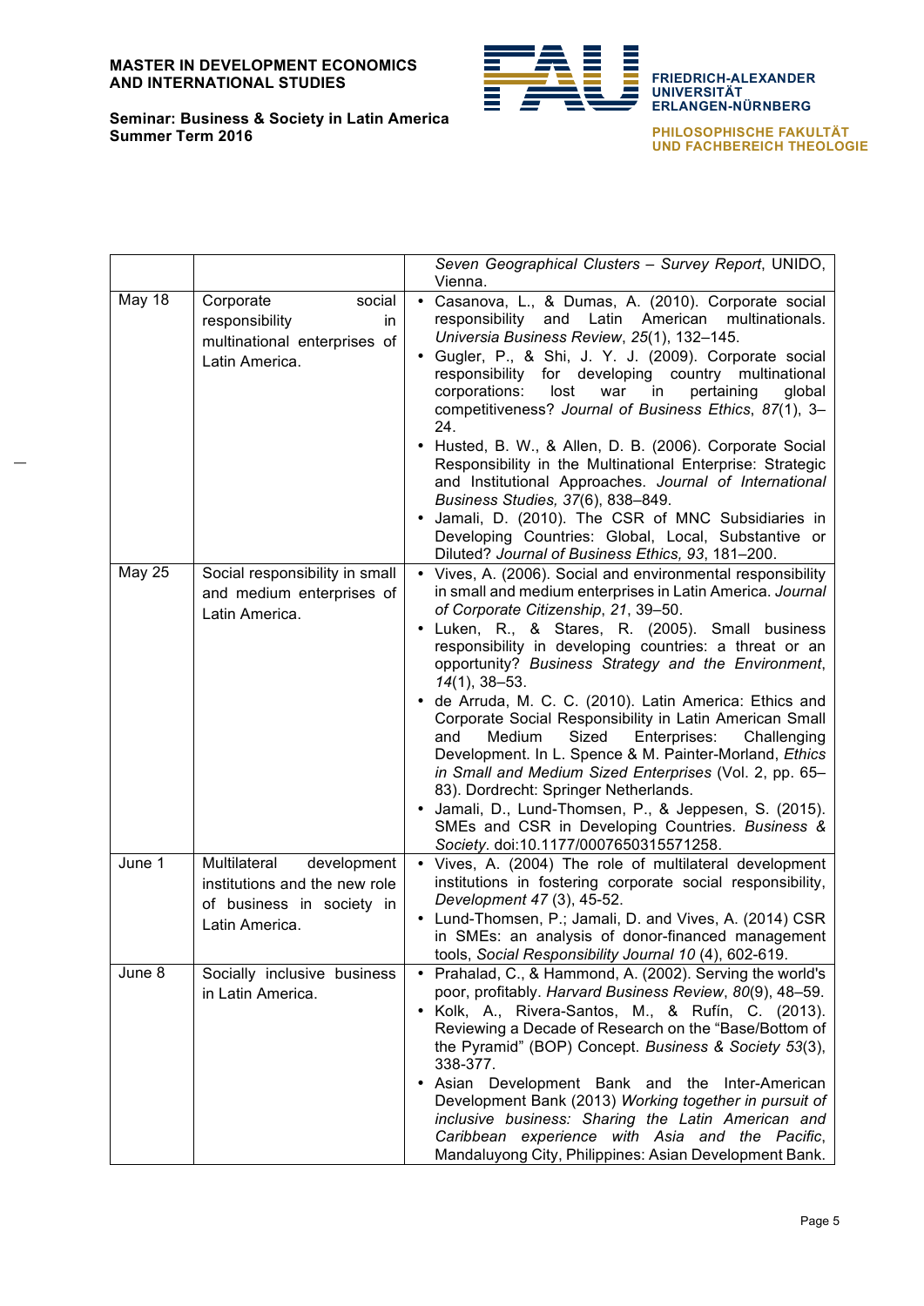| | | |
|---|---|---|
| | | *Seven Geographical Clusters – Survey Report*, UNIDO, Vienna. |
| May 18 | Corporate social responsibility in multinational enterprises of Latin America. | • Casanova, L., & Dumas, A. (2010). Corporate social responsibility and Latin American multinationals. *Universia Business Review*, *25*(1), 132–145.<br>• Gugler, P., & Shi, J. Y. J. (2009). Corporate social responsibility for developing country multinational corporations: lost war in pertaining global competitiveness? *Journal of Business Ethics*, *87*(1), 3–24.<br>• Husted, B. W., & Allen, D. B. (2006). Corporate Social Responsibility in the Multinational Enterprise: Strategic and Institutional Approaches. *Journal of International Business Studies, 37*(6), 838–849.<br>• Jamali, D. (2010). The CSR of MNC Subsidiaries in Developing Countries: Global, Local, Substantive or Diluted? *Journal of Business Ethics, 93*, 181–200. |
| May 25 | Social responsibility in small and medium enterprises of Latin America. | • Vives, A. (2006). Social and environmental responsibility in small and medium enterprises in Latin America. *Journal of Corporate Citizenship*, *21*, 39–50.<br>• Luken, R., & Stares, R. (2005). Small business responsibility in developing countries: a threat or an opportunity? *Business Strategy and the Environment*, *14*(1), 38–53.<br>• de Arruda, M. C. C. (2010). Latin America: Ethics and Corporate Social Responsibility in Latin American Small and Medium Sized Enterprises: Challenging Development. In L. Spence & M. Painter-Morland, *Ethics in Small and Medium Sized Enterprises* (Vol. 2, pp. 65–83). Dordrecht: Springer Netherlands.<br>• Jamali, D., Lund-Thomsen, P., & Jeppesen, S. (2015). SMEs and CSR in Developing Countries. *Business & Society*. doi:10.1177/0007650315571258. |
| June 1 | Multilateral development institutions and the new role of business in society in Latin America. | • Vives, A. (2004) The role of multilateral development institutions in fostering corporate social responsibility, *Development 47* (3), 45-52.<br>• Lund-Thomsen, P.; Jamali, D. and Vives, A. (2014) CSR in SMEs: an analysis of donor-financed management tools, *Social Responsibility Journal 10* (4), 602-619. |
| June 8 | Socially inclusive business in Latin America. | • Prahalad, C., & Hammond, A. (2002). Serving the world's poor, profitably. *Harvard Business Review*, *80*(9), 48–59.<br>• Kolk, A., Rivera-Santos, M., & Rufín, C. (2013). Reviewing a Decade of Research on the "Base/Bottom of the Pyramid" (BOP) Concept. *Business & Society 53*(3), 338-377.<br>• Asian Development Bank and the Inter-American Development Bank (2013) *Working together in pursuit of inclusive business: Sharing the Latin American and Caribbean experience with Asia and the Pacific*, Mandaluyong City, Philippines: Asian Development Bank. |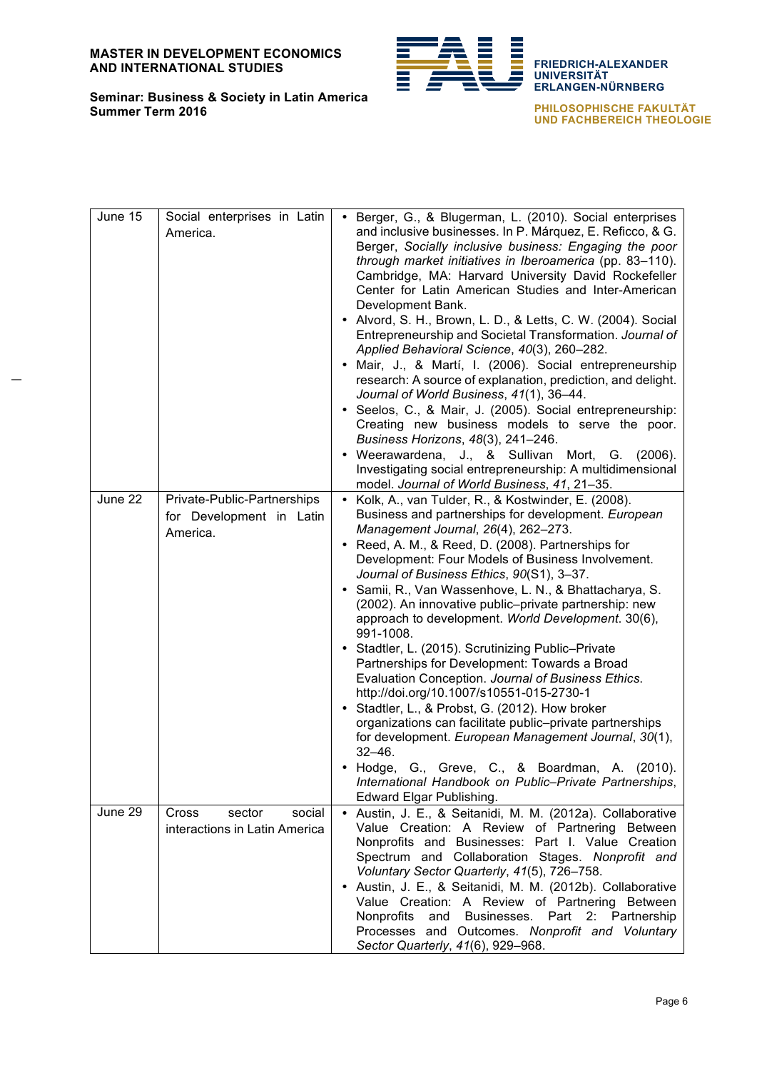| June 15 | Social enterprises in Latin America. | • Berger, G., & Blugerman, L. (2010). Social enterprises and inclusive businesses. In P. Márquez, E. Reficco, & G. Berger, *Socially inclusive business: Engaging the poor through market initiatives in Iberoamerica* (pp. 83–110). Cambridge, MA: Harvard University David Rockefeller Center for Latin American Studies and Inter-American Development Bank.<br>• Alvord, S. H., Brown, L. D., & Letts, C. W. (2004). Social Entrepreneurship and Societal Transformation. *Journal of Applied Behavioral Science*, *40*(3), 260–282.<br>• Mair, J., & Martí, I. (2006). Social entrepreneurship research: A source of explanation, prediction, and delight. *Journal of World Business*, *41*(1), 36–44.<br>• Seelos, C., & Mair, J. (2005). Social entrepreneurship: Creating new business models to serve the poor. *Business Horizons*, *48*(3), 241–246.<br>• Weerawardena, J., & Sullivan Mort, G. (2006). Investigating social entrepreneurship: A multidimensional model. *Journal of World Business*, *41*, 21–35. |
|---|---|---|
| June 22 | Private-Public-Partnerships for Development in Latin America. | • Kolk, A., van Tulder, R., & Kostwinder, E. (2008). Business and partnerships for development. *European Management Journal*, *26*(4), 262–273.<br>• Reed, A. M., & Reed, D. (2008). Partnerships for Development: Four Models of Business Involvement. *Journal of Business Ethics*, *90*(S1), 3–37.<br>• Samii, R., Van Wassenhove, L. N., & Bhattacharya, S. (2002). An innovative public–private partnership: new approach to development. *World Development*. 30(6), 991-1008.<br>• Stadtler, L. (2015). Scrutinizing Public–Private Partnerships for Development: Towards a Broad Evaluation Conception. *Journal of Business Ethics*. http://doi.org/10.1007/s10551-015-2730-1<br>• Stadtler, L., & Probst, G. (2012). How broker organizations can facilitate public–private partnerships for development. *European Management Journal*, *30*(1), 32–46.<br>• Hodge, G., Greve, C., & Boardman, A. (2010). *International Handbook on Public–Private Partnerships*, Edward Elgar Publishing. |
| June 29 | Cross sector social interactions in Latin America | • Austin, J. E., & Seitanidi, M. M. (2012a). Collaborative Value Creation: A Review of Partnering Between Nonprofits and Businesses: Part I. Value Creation Spectrum and Collaboration Stages. *Nonprofit and Voluntary Sector Quarterly*, *41*(5), 726–758.<br>• Austin, J. E., & Seitanidi, M. M. (2012b). Collaborative Value Creation: A Review of Partnering Between Nonprofits and Businesses. Part 2: Partnership Processes and Outcomes. *Nonprofit and Voluntary Sector Quarterly*, *41*(6), 929–968. |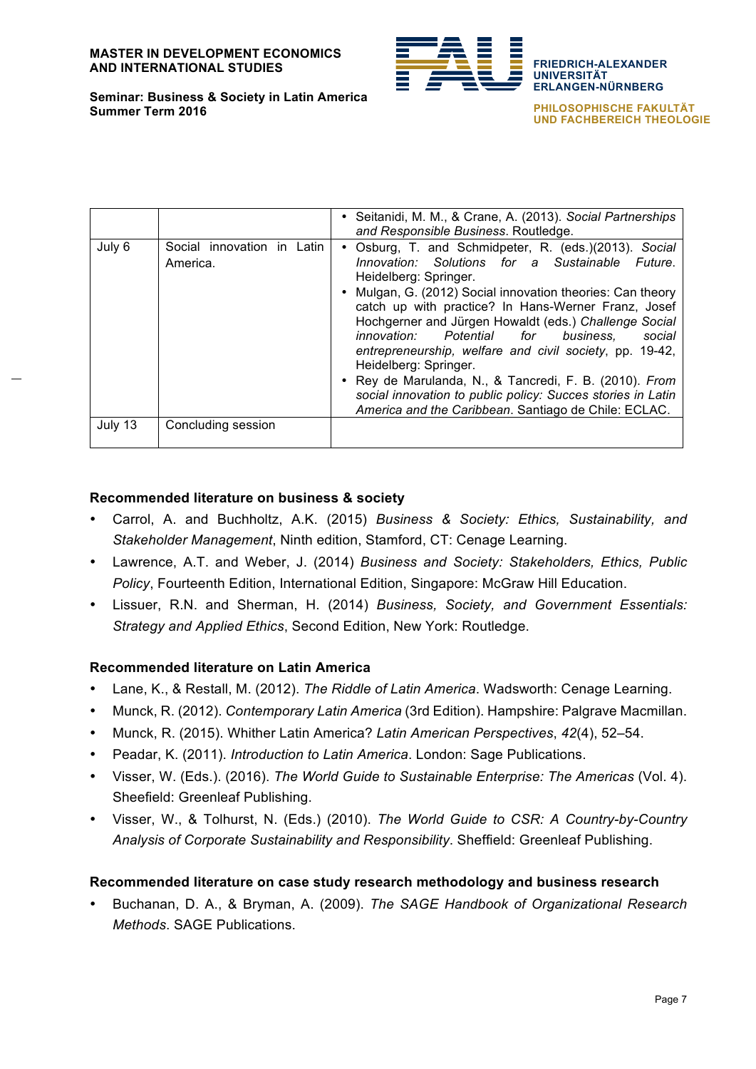|  |  | • Seitanidi, M. M., & Crane, A. (2013). *Social Partnerships and Responsible Business*. Routledge. |
| --- | --- | --- |
| July 6 | Social innovation in Latin America. | • Osburg, T. and Schmidpeter, R. (eds.)(2013). *Social Innovation: Solutions for a Sustainable Future*. Heidelberg: Springer.<br>• Mulgan, G. (2012) Social innovation theories: Can theory catch up with practice? In Hans-Werner Franz, Josef Hochgerner and Jürgen Howaldt (eds.) *Challenge Social innovation: Potential for business, social entrepreneurship, welfare and civil society*, pp. 19-42, Heidelberg: Springer.<br>• Rey de Marulanda, N., & Tancredi, F. B. (2010). *From social innovation to public policy: Succes stories in Latin America and the Caribbean*. Santiago de Chile: ECLAC. |
| July 13 | Concluding session |  |

**Recommended literature on business & society**

- Carrol, A. and Buchholtz, A.K. (2015) *Business & Society: Ethics, Sustainability, and Stakeholder Management*, Ninth edition, Stamford, CT: Cenage Learning.
- Lawrence, A.T. and Weber, J. (2014) *Business and Society: Stakeholders, Ethics, Public Policy*, Fourteenth Edition, International Edition, Singapore: McGraw Hill Education.
- Lissuer, R.N. and Sherman, H. (2014) *Business, Society, and Government Essentials: Strategy and Applied Ethics*, Second Edition, New York: Routledge.

**Recommended literature on Latin America**

- Lane, K., & Restall, M. (2012). *The Riddle of Latin America*. Wadsworth: Cenage Learning.
- Munck, R. (2012). *Contemporary Latin America* (3rd Edition). Hampshire: Palgrave Macmillan.
- Munck, R. (2015). Whither Latin America? *Latin American Perspectives*, *42*(4), 52–54.
- Peadar, K. (2011). *Introduction to Latin America*. London: Sage Publications.
- Visser, W. (Eds.). (2016). *The World Guide to Sustainable Enterprise: The Americas* (Vol. 4). Sheefield: Greenleaf Publishing.
- Visser, W., & Tolhurst, N. (Eds.) (2010). *The World Guide to CSR: A Country-by-Country Analysis of Corporate Sustainability and Responsibility*. Sheffield: Greenleaf Publishing.

**Recommended literature on case study research methodology and business research**

- Buchanan, D. A., & Bryman, A. (2009). *The SAGE Handbook of Organizational Research Methods*. SAGE Publications.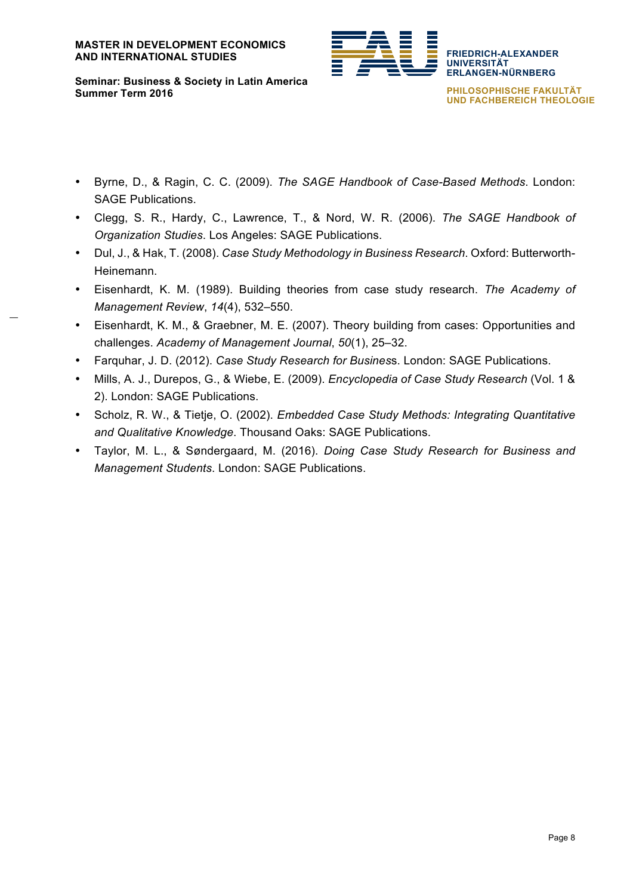- Byrne, D., & Ragin, C. C. (2009). *The SAGE Handbook of Case-Based Methods*. London: SAGE Publications.
- Clegg, S. R., Hardy, C., Lawrence, T., & Nord, W. R. (2006). *The SAGE Handbook of Organization Studies*. Los Angeles: SAGE Publications.
- Dul, J., & Hak, T. (2008). *Case Study Methodology in Business Research*. Oxford: Butterworth-Heinemann.
- Eisenhardt, K. M. (1989). Building theories from case study research. *The Academy of Management Review*, *14*(4), 532–550.
- Eisenhardt, K. M., & Graebner, M. E. (2007). Theory building from cases: Opportunities and challenges. *Academy of Management Journal*, *50*(1), 25–32.
- Farquhar, J. D. (2012). *Case Study Research for Business*. London: SAGE Publications.
- Mills, A. J., Durepos, G., & Wiebe, E. (2009). *Encyclopedia of Case Study Research* (Vol. 1 & 2). London: SAGE Publications.
- Scholz, R. W., & Tietje, O. (2002). *Embedded Case Study Methods: Integrating Quantitative and Qualitative Knowledge*. Thousand Oaks: SAGE Publications.
- Taylor, M. L., & Søndergaard, M. (2016). *Doing Case Study Research for Business and Management Students*. London: SAGE Publications.